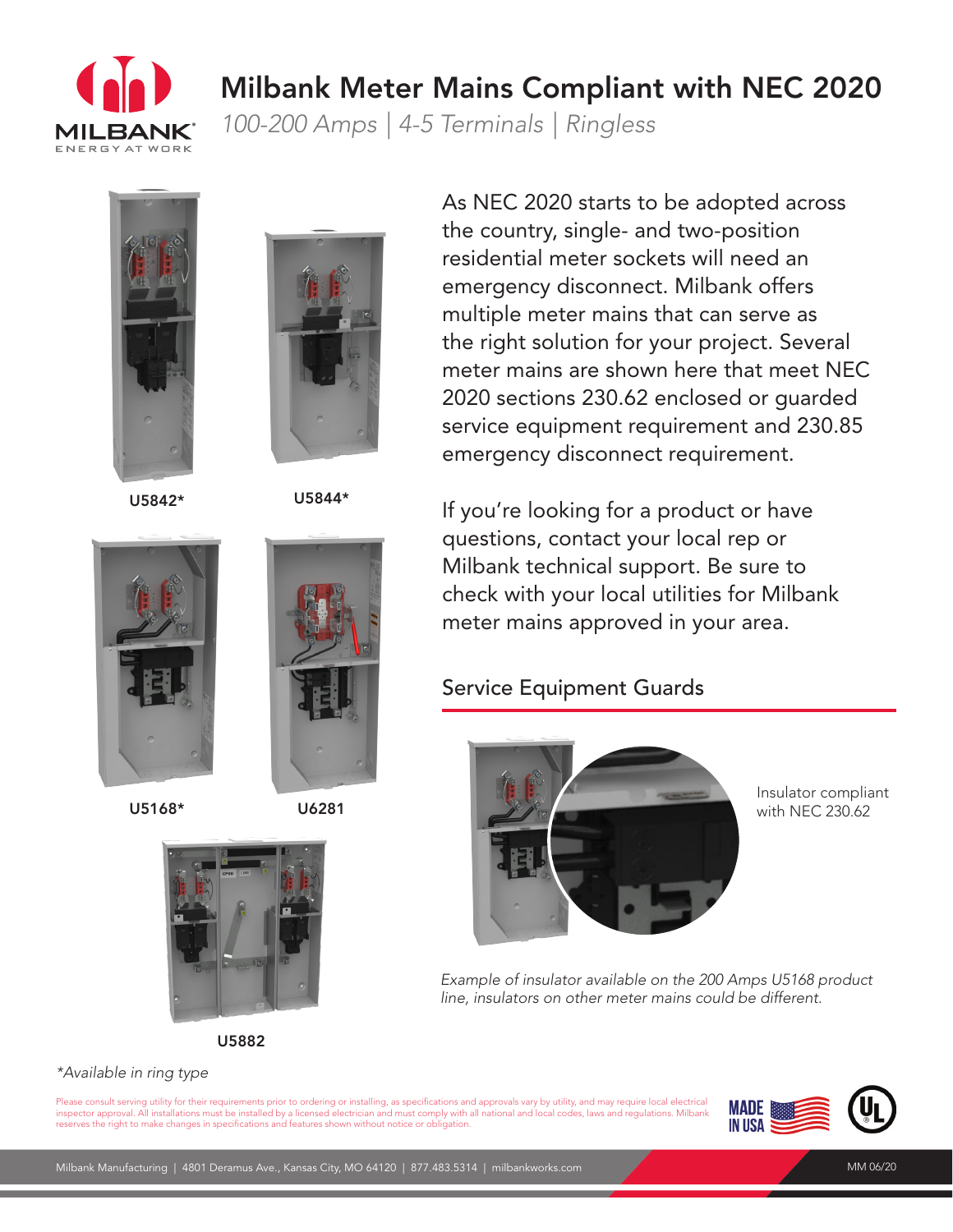# Milbank Meter Mains Compliant with NEC 2020

*100-200 Amps | 4-5 Terminals | Ringless*

U5842*

U5844*

U5168*

U6281

U5882

*Available in ring type

As NEC 2020 starts to be adopted across the country, single- and two-position residential meter sockets will need an emergency disconnect. Milbank offers multiple meter mains that can serve as the right solution for your project. Several meter mains are shown here that meet NEC 2020 sections 230.62 enclosed or guarded service equipment requirement and 230.85 emergency disconnect requirement.

If you're looking for a product or have questions, contact your local rep or Milbank technical support. Be sure to check with your local utilities for Milbank meter mains approved in your area.

## Service Equipment Guards

Insulator compliant with NEC 230.62

*Example of insulator available on the 200 Amps U5168 product line, insulators on other meter mains could be different.*

Please consult serving utility for their requirements prior to ordering or installing, as specifications and approvals vary by utility, and may require local electrical inspector approval. All installations must be installed by a licensed electrician and must comply with all national and local codes, laws and regulations. Milbank reserves the right to make changes in specifications and features shown without notice or obligation.

MADE IN USA

Milbank Manufacturing | 4801 Deramus Ave., Kansas City, MO 64120 | 877.483.5314 | milbankworks.com

MM 06/20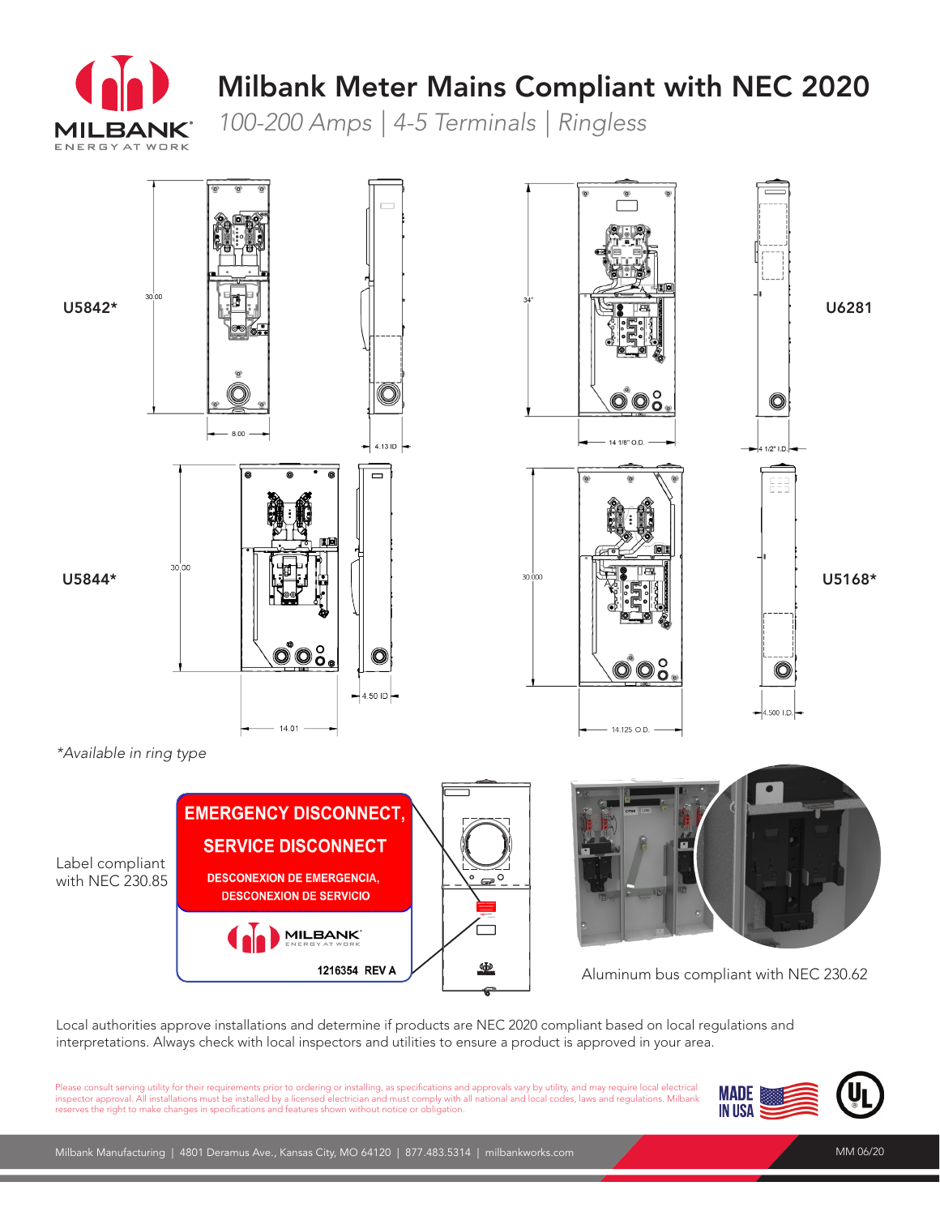# Milbank Meter Mains Compliant with NEC 2020

*100-200 Amps | 4-5 Terminals | Ringless*

U5842*

30.00

8.00

4.13 ID

U6281

34"

14 1/8" O.D.

4 1/2" I.D.

U5844*

30.00

14.01

4.50 ID

U5168*

30.000

14.125 O.D.

4.500 I.D.

*Available in ring type*

Label compliant with NEC 230.85

EMERGENCY DISCONNECT,
SERVICE DISCONNECT

DESCONEXION DE EMERGENCIA,
DESCONEXION DE SERVICIO

MILBANK
ENERGY AT WORK

1216354 REV A

Aluminum bus compliant with NEC 230.62

Local authorities approve installations and determine if products are NEC 2020 compliant based on local regulations and interpretations. Always check with local inspectors and utilities to ensure a product is approved in your area.

Please consult serving utility for their requirements prior to ordering or installing, as specifications and approvals vary by utility, and may require local electrical inspector approval. All installations must be installed by a licensed electrician and must comply with all national and local codes, laws and regulations. Milbank reserves the right to make changes in specifications and features shown without notice or obligation.

MADE IN USA

Milbank Manufacturing | 4801 Deramus Ave., Kansas City, MO 64120 | 877.483.5314 | milbankworks.com

MM 06/20